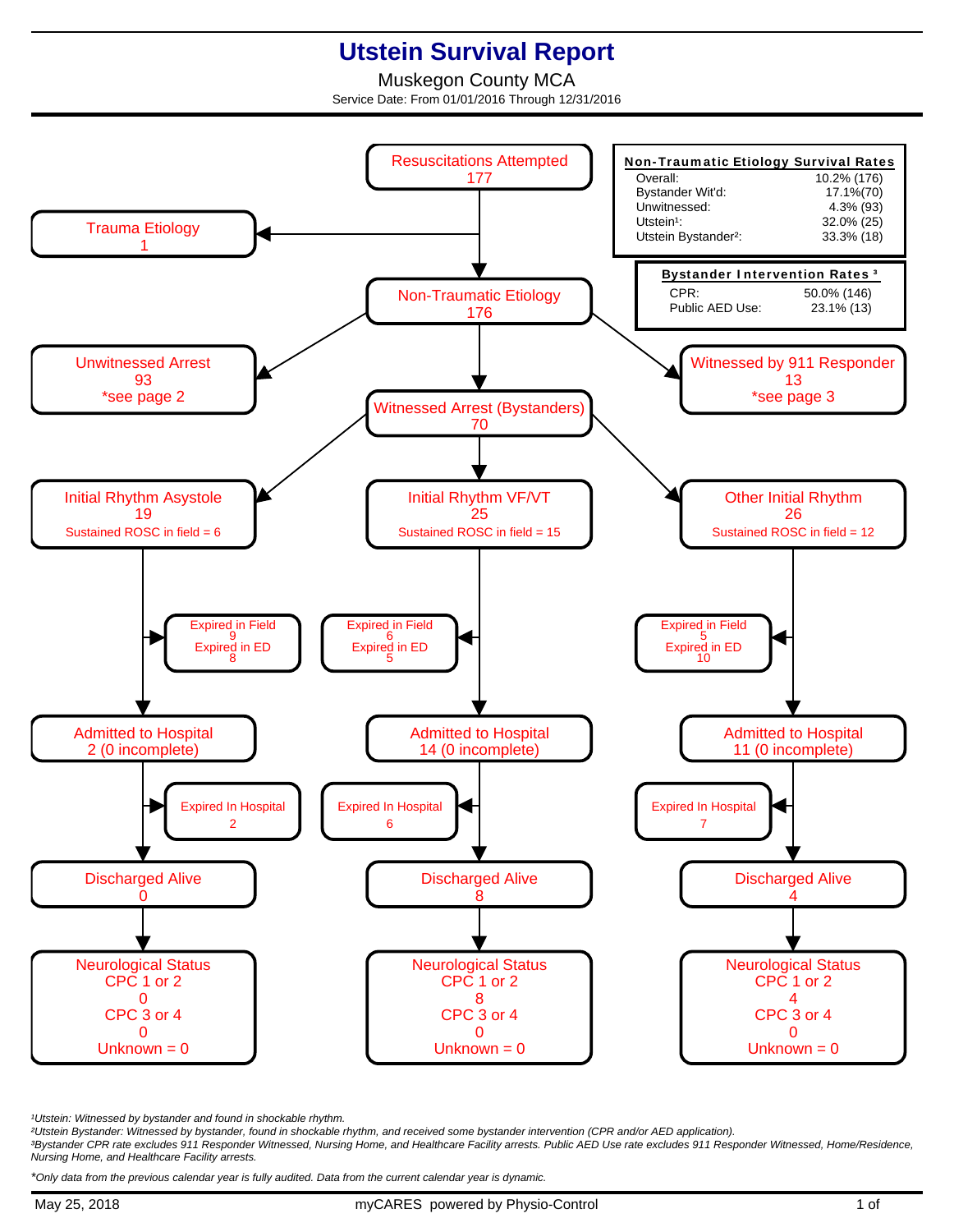# Utstein Survival Report

Muskegon County MCA

Service Date: From 01/01/2016 Through 12/31/2016

| Non-Traumatic Etiology Survival Rates | |
|---|---|
| Overall: | 10.2% (176) |
| Bystander Wit'd: | 17.1%(70) |
| Unwitnessed: | 4.3% (93) |
| Utstein[1]: | 32.0% (25) |
| Utstein Bystander[2]: | 33.3% (18) |

| Bystander Intervention Rates [3] | |
|---|---|
| CPR: | 50.0% (146) |
| Public AED Use: | 23.1% (13) |

Resuscitations Attempted
177

Trauma Etiology
1

Non-Traumatic Etiology
176

Unwitnessed Arrest
93
*see page 2

Witnessed by 911 Responder
13
*see page 3

Witnessed Arrest (Bystanders)
70

| | Initial Rhythm Asystole | Initial Rhythm VF/VT | Other Initial Rhythm |
|---|---|---|---|
| Count | 19 | 25 | 26 |
| Sustained ROSC in field | 6 | 15 | 12 |
| Expired in Field | 9 | 6 | 5 |
| Expired in ED | 8 | 5 | 10 |
| Admitted to Hospital | 2 (0 incomplete) | 14 (0 incomplete) | 11 (0 incomplete) |
| Expired In Hospital | 2 | 6 | 7 |
| Discharged Alive | 0 | 8 | 4 |
| Neurological Status CPC 1 or 2 | 0 | 8 | 4 |
| Neurological Status CPC 3 or 4 | 0 | 0 | 0 |
| Neurological Status Unknown | 0 | 0 | 0 |

[1]Utstein: Witnessed by bystander and found in shockable rhythm.

[2]Utstein Bystander: Witnessed by bystander, found in shockable rhythm, and received some bystander intervention (CPR and/or AED application).

[3]Bystander CPR rate excludes 911 Responder Witnessed, Nursing Home, and Healthcare Facility arrests. Public AED Use rate excludes 911 Responder Witnessed, Home/Residence, Nursing Home, and Healthcare Facility arrests.

*Only data from the previous calendar year is fully audited. Data from the current calendar year is dynamic.

May 25, 2018 — myCARES powered by Physio-Control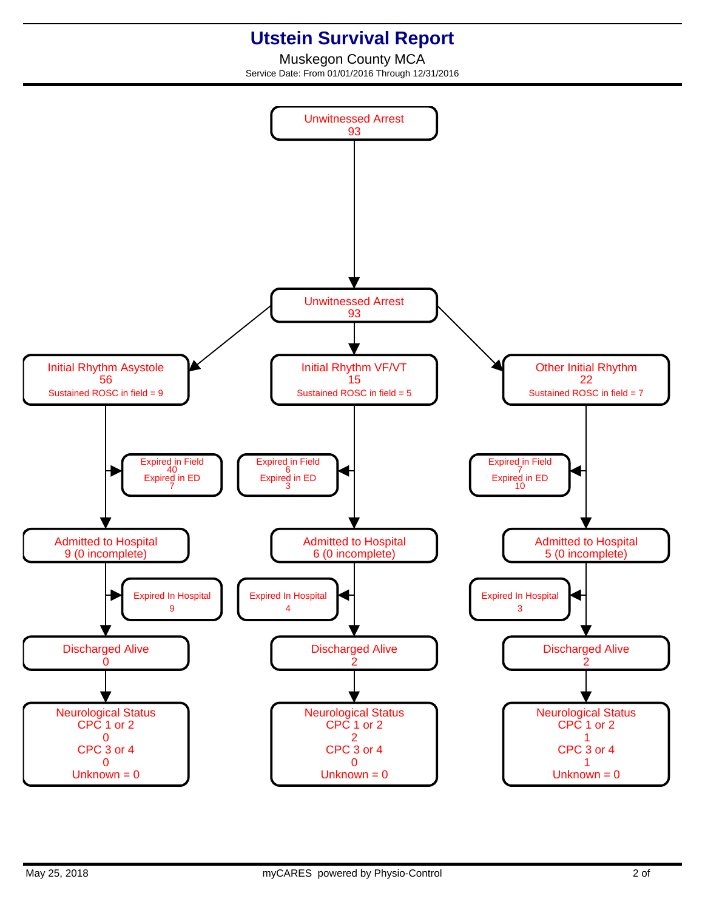# Utstein Survival Report

Muskegon County MCA

Service Date: From 01/01/2016 Through 12/31/2016

**Unwitnessed Arrest**
93

**Unwitnessed Arrest**
93

| Initial Rhythm Asystole | Initial Rhythm VF/VT | Other Initial Rhythm |
|---|---|---|
| 56 | 15 | 22 |
| Sustained ROSC in field = 9 | Sustained ROSC in field = 5 | Sustained ROSC in field = 7 |
| Expired in Field 40 | Expired in Field 6 | Expired in Field 7 |
| Expired in ED 7 | Expired in ED 3 | Expired in ED 10 |
| Admitted to Hospital 9 (0 incomplete) | Admitted to Hospital 6 (0 incomplete) | Admitted to Hospital 5 (0 incomplete) |
| Expired In Hospital 9 | Expired In Hospital 4 | Expired In Hospital 3 |
| Discharged Alive 0 | Discharged Alive 2 | Discharged Alive 2 |
| Neurological Status | Neurological Status | Neurological Status |
| CPC 1 or 2: 0 | CPC 1 or 2: 2 | CPC 1 or 2: 1 |
| CPC 3 or 4: 0 | CPC 3 or 4: 0 | CPC 3 or 4: 1 |
| Unknown = 0 | Unknown = 0 | Unknown = 0 |

May 25, 2018 myCARES powered by Physio-Control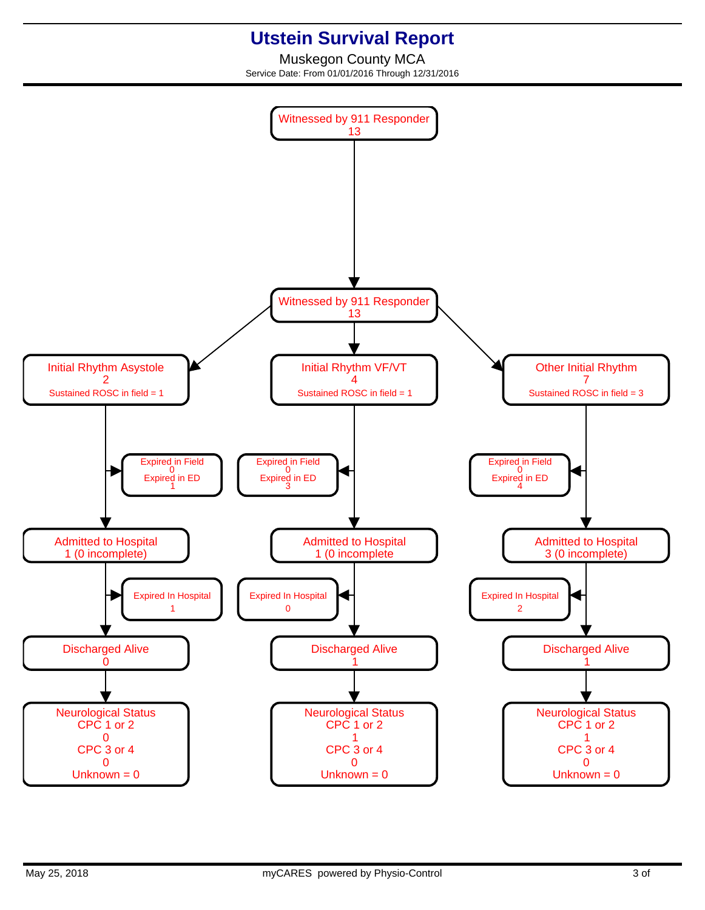# Utstein Survival Report

Muskegon County MCA

Service Date: From 01/01/2016 Through 12/31/2016

Witnessed by 911 Responder
13

Witnessed by 911 Responder
13

Initial Rhythm Asystole
2
Sustained ROSC in field = 1

Initial Rhythm VF/VT
4
Sustained ROSC in field = 1

Other Initial Rhythm
7
Sustained ROSC in field = 3

Expired in Field
0
Expired in ED
1

Expired in Field
0
Expired in ED
3

Expired in Field
0
Expired in ED
4

Admitted to Hospital
1 (0 incomplete)

Admitted to Hospital
1 (0 incomplete

Admitted to Hospital
3 (0 incomplete)

Expired In Hospital
1

Expired In Hospital
0

Expired In Hospital
2

Discharged Alive
0

Discharged Alive
1

Discharged Alive
1

Neurological Status
CPC 1 or 2
0
CPC 3 or 4
0
Unknown = 0

Neurological Status
CPC 1 or 2
1
CPC 3 or 4
0
Unknown = 0

Neurological Status
CPC 1 or 2
1
CPC 3 or 4
0
Unknown = 0

May 25, 2018 myCARES powered by Physio-Control